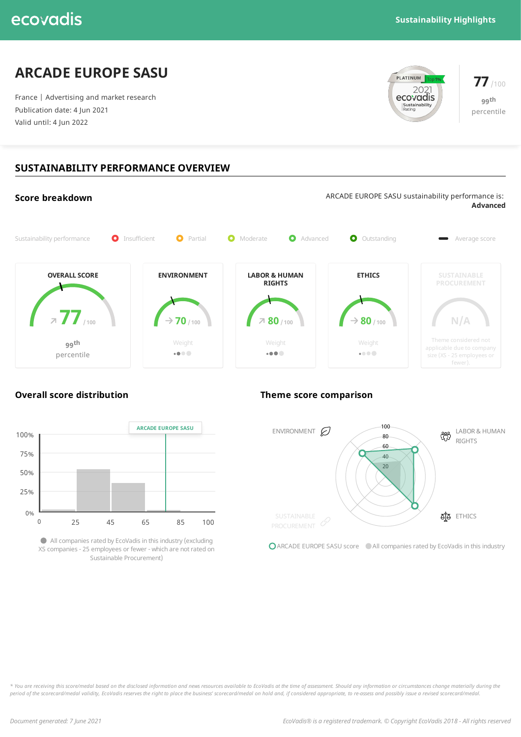ecovadis

Sustainability Highlights

# ARCADE EUROPE SASU

France | Advertising and market research
Publication date: 4 Jun 2021
Valid until: 4 Jun 2022

PLATINUM Top 1% 2021 ecovadis Sustainability Rating

**77** /100
99th percentile

## SUSTAINABILITY PERFORMANCE OVERVIEW

### Score breakdown

ARCADE EUROPE SASU sustainability performance is: **Advanced**

Sustainability performance: Insufficient | Partial | Moderate | Advanced | Outstanding | Average score

| OVERALL SCORE | ENVIRONMENT | LABOR & HUMAN RIGHTS | ETHICS | SUSTAINABLE PROCUREMENT |
|---|---|---|---|---|
| 77 /100 | 70 /100 | 80 /100 | 80 /100 | N/A |
| 99th percentile | Weight | Weight | Weight | Theme considered not applicable due to company size (XS - 25 employees or fewer). |

### Overall score distribution

ARCADE EUROPE SASU

All companies rated by EcoVadis in this industry (excluding XS companies - 25 employees or fewer - which are not rated on Sustainable Procurement)

### Theme score comparison

ENVIRONMENT | LABOR & HUMAN RIGHTS | ETHICS | SUSTAINABLE PROCUREMENT

ARCADE EUROPE SASU score | All companies rated by EcoVadis in this industry

*\* You are receiving this score/medal based on the disclosed information and news resources available to EcoVadis at the time of assessment. Should any information or circumstances change materially during the period of the scorecard/medal validity, EcoVadis reserves the right to place the business' scorecard/medal on hold and, if considered appropriate, to re-assess and possibly issue a revised scorecard/medal.*

*Document generated: 7 June 2021*

*EcoVadis® is a registered trademark. © Copyright EcoVadis 2018 - All rights reserved*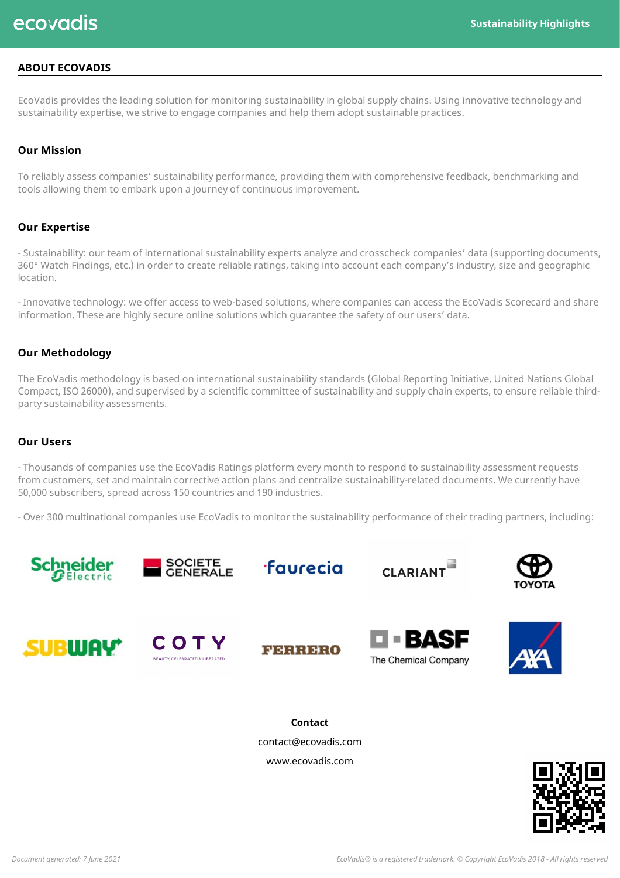## ABOUT ECOVADIS

EcoVadis provides the leading solution for monitoring sustainability in global supply chains. Using innovative technology and sustainability expertise, we strive to engage companies and help them adopt sustainable practices.

### Our Mission

To reliably assess companies' sustainability performance, providing them with comprehensive feedback, benchmarking and tools allowing them to embark upon a journey of continuous improvement.

### Our Expertise

- Sustainability: our team of international sustainability experts analyze and crosscheck companies' data (supporting documents, 360° Watch Findings, etc.) in order to create reliable ratings, taking into account each company's industry, size and geographic location.

- Innovative technology: we offer access to web-based solutions, where companies can access the EcoVadis Scorecard and share information. These are highly secure online solutions which guarantee the safety of our users' data.

### Our Methodology

The EcoVadis methodology is based on international sustainability standards (Global Reporting Initiative, United Nations Global Compact, ISO 26000), and supervised by a scientific committee of sustainability and supply chain experts, to ensure reliable third-party sustainability assessments.

### Our Users

- Thousands of companies use the EcoVadis Ratings platform every month to respond to sustainability assessment requests from customers, set and maintain corrective action plans and centralize sustainability-related documents. We currently have 50,000 subscribers, spread across 150 countries and 190 industries.

- Over 300 multinational companies use EcoVadis to monitor the sustainability performance of their trading partners, including:

**Contact**

contact@ecovadis.com

www.ecovadis.com

*Document generated: 7 June 2021*

*EcoVadis® is a registered trademark. © Copyright EcoVadis 2018 - All rights reserved*